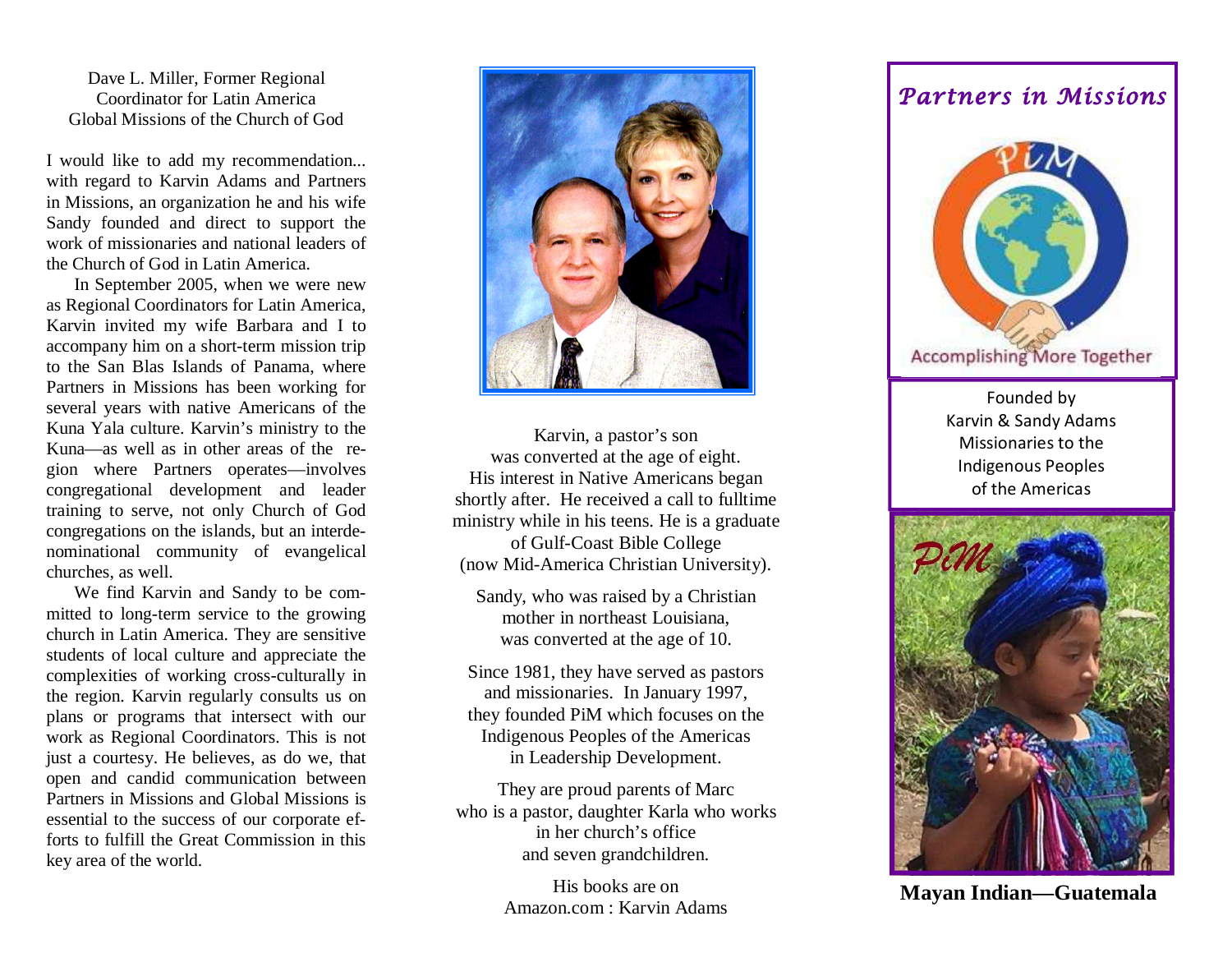Dave L. Miller, Former Regional Coordinator for Latin America
Global Missions of the Church of God

I would like to add my recommendation... with regard to Karvin Adams and Partners in Missions, an organization he and his wife Sandy founded and direct to support the work of missionaries and national leaders of the Church of God in Latin America.

In September 2005, when we were new as Regional Coordinators for Latin America, Karvin invited my wife Barbara and I to accompany him on a short-term mission trip to the San Blas Islands of Panama, where Partners in Missions has been working for several years with native Americans of the Kuna Yala culture. Karvin's ministry to the Kuna—as well as in other areas of the region where Partners operates—involves congregational development and leader training to serve, not only Church of God congregations on the islands, but an interdenominational community of evangelical churches, as well.

We find Karvin and Sandy to be committed to long-term service to the growing church in Latin America. They are sensitive students of local culture and appreciate the complexities of working cross-culturally in the region. Karvin regularly consults us on plans or programs that intersect with our work as Regional Coordinators. This is not just a courtesy. He believes, as do we, that open and candid communication between Partners in Missions and Global Missions is essential to the success of our corporate efforts to fulfill the Great Commission in this key area of the world.

Karvin, a pastor's son was converted at the age of eight. His interest in Native Americans began shortly after. He received a call to fulltime ministry while in his teens. He is a graduate of Gulf-Coast Bible College (now Mid-America Christian University).

Sandy, who was raised by a Christian mother in northeast Louisiana, was converted at the age of 10.

Since 1981, they have served as pastors and missionaries. In January 1997, they founded PiM which focuses on the Indigenous Peoples of the Americas in Leadership Development.

They are proud parents of Marc who is a pastor, daughter Karla who works in her church's office and seven grandchildren.

His books are on Amazon.com : Karvin Adams

# *Partners in Missions*

PiM

Accomplishing More Together

Founded by
Karvin & Sandy Adams
Missionaries to the Indigenous Peoples of the Americas

PiM

**Mayan Indian—Guatemala**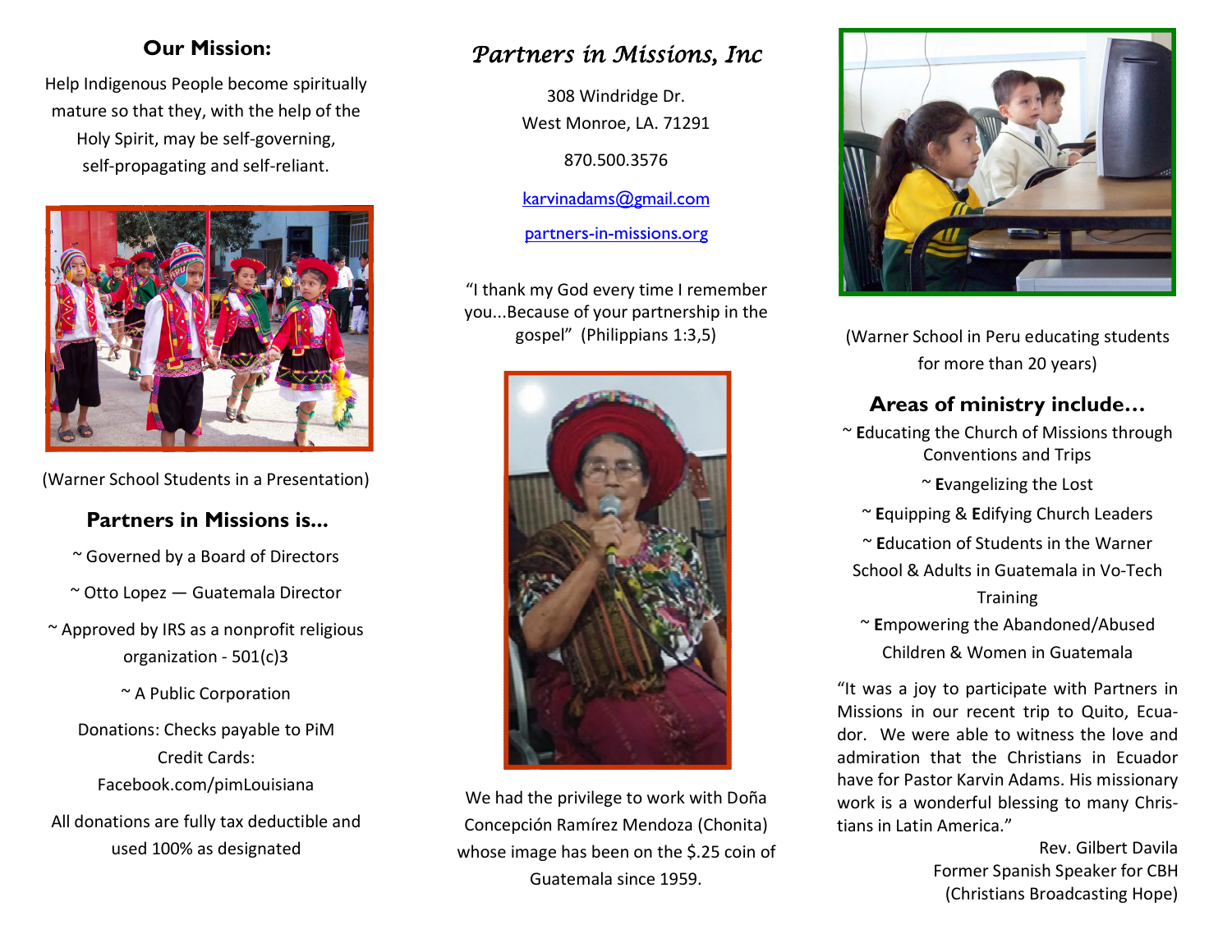## Our Mission:

Help Indigenous People become spiritually mature so that they, with the help of the Holy Spirit, may be self-governing, self-propagating and self-reliant.

(Warner School Students in a Presentation)

## Partners in Missions is...

~ Governed by a Board of Directors

~ Otto Lopez — Guatemala Director

~ Approved by IRS as a nonprofit religious organization - 501(c)3

~ A Public Corporation

Donations: Checks payable to PiM

Credit Cards:

Facebook.com/pimLouisiana

All donations are fully tax deductible and used 100% as designated

# *Partners in Missions, Inc*

308 Windridge Dr.
West Monroe, LA. 71291

870.500.3576

karvinadams@gmail.com

partners-in-missions.org

"I thank my God every time I remember you...Because of your partnership in the gospel" (Philippians 1:3,5)

We had the privilege to work with Doña Concepción Ramírez Mendoza (Chonita) whose image has been on the $.25 coin of Guatemala since 1959.

(Warner School in Peru educating students for more than 20 years)

## Areas of ministry include...

~ **E**ducating the Church of Missions through Conventions and Trips

~ **E**vangelizing the Lost

~ **E**quipping & **E**difying Church Leaders

~ **E**ducation of Students in the Warner School & Adults in Guatemala in Vo-Tech Training

~ **E**mpowering the Abandoned/Abused Children & Women in Guatemala

"It was a joy to participate with Partners in Missions in our recent trip to Quito, Ecuador. We were able to witness the love and admiration that the Christians in Ecuador have for Pastor Karvin Adams. His missionary work is a wonderful blessing to many Christians in Latin America."

Rev. Gilbert Davila
Former Spanish Speaker for CBH
(Christians Broadcasting Hope)